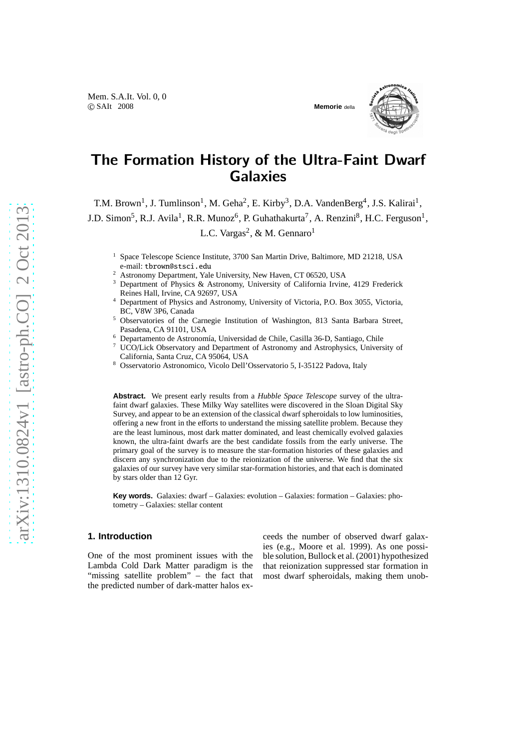# The Formation History of the Ultra-Faint Dwarf Galaxies

T.M. Brown[1], J. Tumlinson[1], M. Geha[2], E. Kirby[3], D.A. VandenBerg[4], J.S. Kalirai[1], J.D. Simon[5], R.J. Avila[1], R.R. Munoz[6], P. Guhathakurta[7], A. Renzini[8], H.C. Ferguson[1], L.C. Vargas[2], & M. Gennaro[1]

[1] Space Telescope Science Institute, 3700 San Martin Drive, Baltimore, MD 21218, USA e-mail: tbrown@stsci.edu
[2] Astronomy Department, Yale University, New Haven, CT 06520, USA
[3] Department of Physics & Astronomy, University of California Irvine, 4129 Frederick Reines Hall, Irvine, CA 92697, USA
[4] Department of Physics and Astronomy, University of Victoria, P.O. Box 3055, Victoria, BC, V8W 3P6, Canada
[5] Observatories of the Carnegie Institution of Washington, 813 Santa Barbara Street, Pasadena, CA 91101, USA
[6] Departamento de Astronomía, Universidad de Chile, Casilla 36-D, Santiago, Chile
[7] UCO/Lick Observatory and Department of Astronomy and Astrophysics, University of California, Santa Cruz, CA 95064, USA
[8] Osservatorio Astronomico, Vicolo Dell'Osservatorio 5, I-35122 Padova, Italy

**Abstract.** We present early results from a *Hubble Space Telescope* survey of the ultra-faint dwarf galaxies. These Milky Way satellites were discovered in the Sloan Digital Sky Survey, and appear to be an extension of the classical dwarf spheroidals to low luminosities, offering a new front in the efforts to understand the missing satellite problem. Because they are the least luminous, most dark matter dominated, and least chemically evolved galaxies known, the ultra-faint dwarfs are the best candidate fossils from the early universe. The primary goal of the survey is to measure the star-formation histories of these galaxies and discern any synchronization due to the reionization of the universe. We find that the six galaxies of our survey have very similar star-formation histories, and that each is dominated by stars older than 12 Gyr.

**Key words.** Galaxies: dwarf – Galaxies: evolution – Galaxies: formation – Galaxies: photometry – Galaxies: stellar content

## 1. Introduction

One of the most prominent issues with the Lambda Cold Dark Matter paradigm is the "missing satellite problem" – the fact that the predicted number of dark-matter halos exceeds the number of observed dwarf galaxies (e.g., Moore et al. 1999). As one possible solution, Bullock et al. (2001) hypothesized that reionization suppressed star formation in most dwarf spheroidals, making them unob-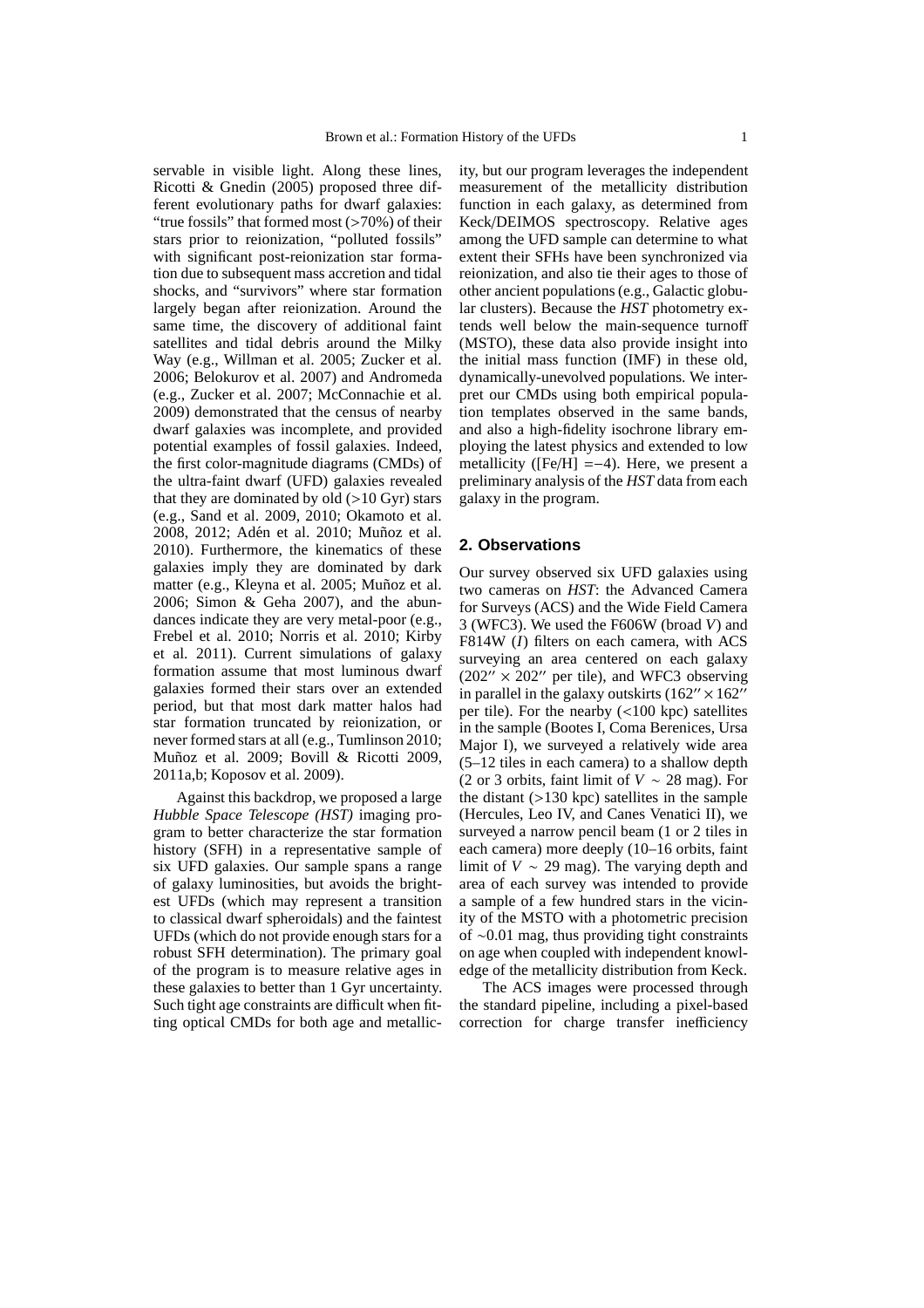servable in visible light. Along these lines, Ricotti & Gnedin (2005) proposed three different evolutionary paths for dwarf galaxies: "true fossils" that formed most (>70%) of their stars prior to reionization, "polluted fossils" with significant post-reionization star formation due to subsequent mass accretion and tidal shocks, and "survivors" where star formation largely began after reionization. Around the same time, the discovery of additional faint satellites and tidal debris around the Milky Way (e.g., Willman et al. 2005; Zucker et al. 2006; Belokurov et al. 2007) and Andromeda (e.g., Zucker et al. 2007; McConnachie et al. 2009) demonstrated that the census of nearby dwarf galaxies was incomplete, and provided potential examples of fossil galaxies. Indeed, the first color-magnitude diagrams (CMDs) of the ultra-faint dwarf (UFD) galaxies revealed that they are dominated by old (>10 Gyr) stars (e.g., Sand et al. 2009, 2010; Okamoto et al. 2008, 2012; Adén et al. 2010; Muñoz et al. 2010). Furthermore, the kinematics of these galaxies imply they are dominated by dark matter (e.g., Kleyna et al. 2005; Muñoz et al. 2006; Simon & Geha 2007), and the abundances indicate they are very metal-poor (e.g., Frebel et al. 2010; Norris et al. 2010; Kirby et al. 2011). Current simulations of galaxy formation assume that most luminous dwarf galaxies formed their stars over an extended period, but that most dark matter halos had star formation truncated by reionization, or never formed stars at all (e.g., Tumlinson 2010; Muñoz et al. 2009; Bovill & Ricotti 2009, 2011a,b; Koposov et al. 2009).

Against this backdrop, we proposed a large *Hubble Space Telescope (HST)* imaging program to better characterize the star formation history (SFH) in a representative sample of six UFD galaxies. Our sample spans a range of galaxy luminosities, but avoids the brightest UFDs (which may represent a transition to classical dwarf spheroidals) and the faintest UFDs (which do not provide enough stars for a robust SFH determination). The primary goal of the program is to measure relative ages in these galaxies to better than 1 Gyr uncertainty. Such tight age constraints are difficult when fitting optical CMDs for both age and metallicity, but our program leverages the independent measurement of the metallicity distribution function in each galaxy, as determined from Keck/DEIMOS spectroscopy. Relative ages among the UFD sample can determine to what extent their SFHs have been synchronized via reionization, and also tie their ages to those of other ancient populations (e.g., Galactic globular clusters). Because the *HST* photometry extends well below the main-sequence turnoff (MSTO), these data also provide insight into the initial mass function (IMF) in these old, dynamically-unevolved populations. We interpret our CMDs using both empirical population templates observed in the same bands, and also a high-fidelity isochrone library employing the latest physics and extended to low metallicity ([Fe/H] $=-4$). Here, we present a preliminary analysis of the *HST* data from each galaxy in the program.

## 2. Observations

Our survey observed six UFD galaxies using two cameras on *HST*: the Advanced Camera for Surveys (ACS) and the Wide Field Camera 3 (WFC3). We used the F606W (broad *V*) and F814W (*I*) filters on each camera, with ACS surveying an area centered on each galaxy ($202'' \times 202''$ per tile), and WFC3 observing in parallel in the galaxy outskirts ($162'' \times 162''$ per tile). For the nearby (<100 kpc) satellites in the sample (Bootes I, Coma Berenices, Ursa Major I), we surveyed a relatively wide area (5–12 tiles in each camera) to a shallow depth (2 or 3 orbits, faint limit of $V \sim 28$ mag). For the distant (>130 kpc) satellites in the sample (Hercules, Leo IV, and Canes Venatici II), we surveyed a narrow pencil beam (1 or 2 tiles in each camera) more deeply (10–16 orbits, faint limit of $V \sim 29$ mag). The varying depth and area of each survey was intended to provide a sample of a few hundred stars in the vicinity of the MSTO with a photometric precision of ∼0.01 mag, thus providing tight constraints on age when coupled with independent knowledge of the metallicity distribution from Keck.

The ACS images were processed through the standard pipeline, including a pixel-based correction for charge transfer inefficiency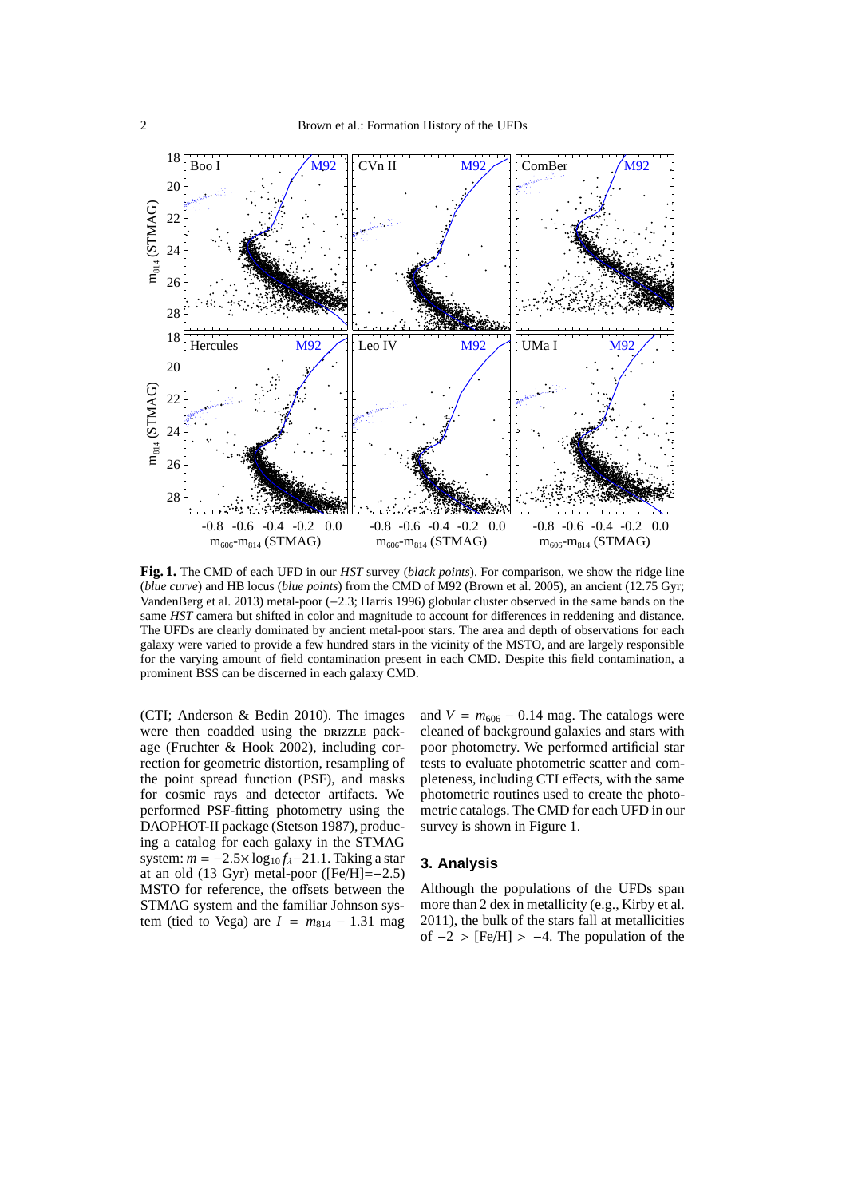**Fig. 1.** The CMD of each UFD in our *HST* survey (*black points*). For comparison, we show the ridge line (*blue curve*) and HB locus (*blue points*) from the CMD of M92 (Brown et al. 2005), an ancient (12.75 Gyr; VandenBerg et al. 2013) metal-poor (−2.3; Harris 1996) globular cluster observed in the same bands on the same *HST* camera but shifted in color and magnitude to account for differences in reddening and distance. The UFDs are clearly dominated by ancient metal-poor stars. The area and depth of observations for each galaxy were varied to provide a few hundred stars in the vicinity of the MSTO, and are largely responsible for the varying amount of field contamination present in each CMD. Despite this field contamination, a prominent BSS can be discerned in each galaxy CMD.

(CTI; Anderson & Bedin 2010). The images were then coadded using the DRIZZLE package (Fruchter & Hook 2002), including correction for geometric distortion, resampling of the point spread function (PSF), and masks for cosmic rays and detector artifacts. We performed PSF-fitting photometry using the DAOPHOT-II package (Stetson 1987), producing a catalog for each galaxy in the STMAG system: $m = -2.5\times\log_{10} f_\lambda - 21.1$. Taking a star at an old (13 Gyr) metal-poor ([Fe/H]=−2.5) MSTO for reference, the offsets between the STMAG system and the familiar Johnson system (tied to Vega) are $I = m_{814} - 1.31$ mag and $V = m_{606} - 0.14$ mag. The catalogs were cleaned of background galaxies and stars with poor photometry. We performed artificial star tests to evaluate photometric scatter and completeness, including CTI effects, with the same photometric routines used to create the photometric catalogs. The CMD for each UFD in our survey is shown in Figure 1.

## 3. Analysis

Although the populations of the UFDs span more than 2 dex in metallicity (e.g., Kirby et al. 2011), the bulk of the stars fall at metallicities of $-2 > \text{[Fe/H]} > -4$. The population of the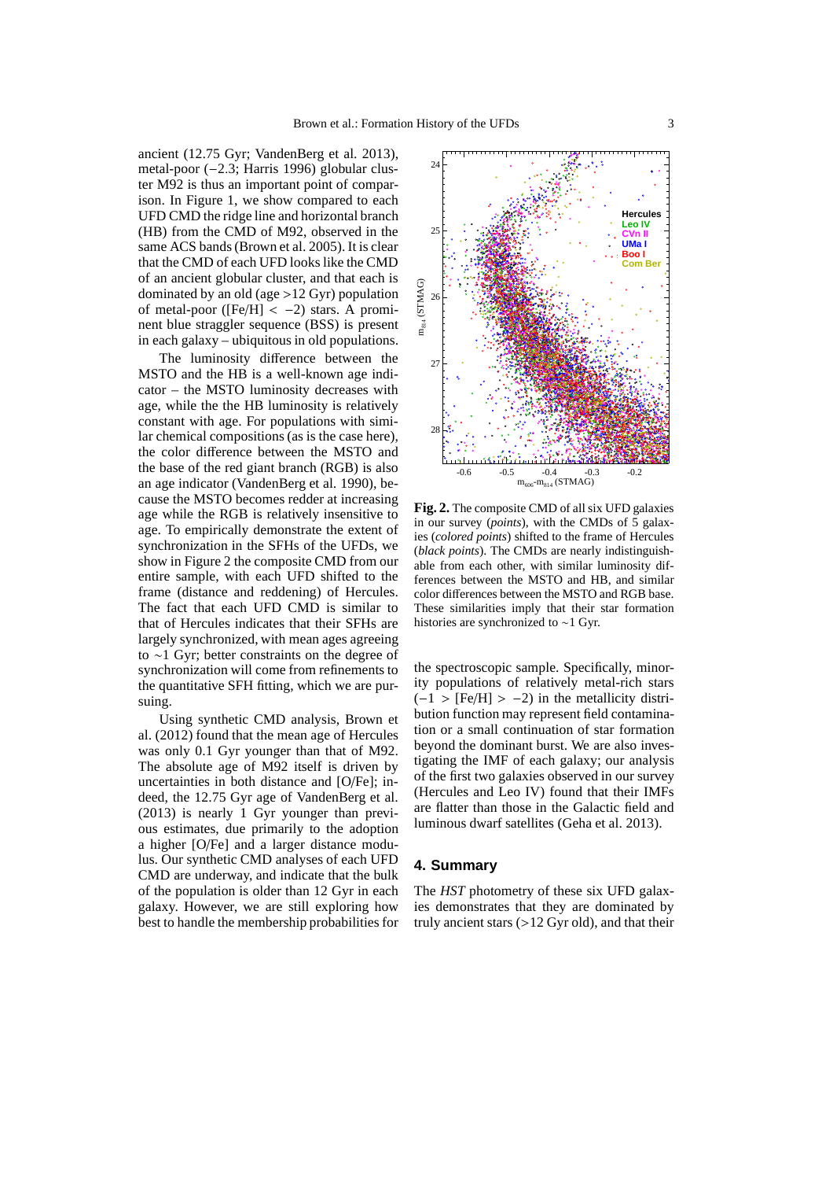ancient (12.75 Gyr; VandenBerg et al. 2013), metal-poor (−2.3; Harris 1996) globular cluster M92 is thus an important point of comparison. In Figure 1, we show compared to each UFD CMD the ridge line and horizontal branch (HB) from the CMD of M92, observed in the same ACS bands (Brown et al. 2005). It is clear that the CMD of each UFD looks like the CMD of an ancient globular cluster, and that each is dominated by an old (age >12 Gyr) population of metal-poor ([Fe/H] $< -2$) stars. A prominent blue straggler sequence (BSS) is present in each galaxy – ubiquitous in old populations.

The luminosity difference between the MSTO and the HB is a well-known age indicator – the MSTO luminosity decreases with age, while the the HB luminosity is relatively constant with age. For populations with similar chemical compositions (as is the case here), the color difference between the MSTO and the base of the red giant branch (RGB) is also an age indicator (VandenBerg et al. 1990), because the MSTO becomes redder at increasing age while the RGB is relatively insensitive to age. To empirically demonstrate the extent of synchronization in the SFHs of the UFDs, we show in Figure 2 the composite CMD from our entire sample, with each UFD shifted to the frame (distance and reddening) of Hercules. The fact that each UFD CMD is similar to that of Hercules indicates that their SFHs are largely synchronized, with mean ages agreeing to ∼1 Gyr; better constraints on the degree of synchronization will come from refinements to the quantitative SFH fitting, which we are pursuing.

Using synthetic CMD analysis, Brown et al. (2012) found that the mean age of Hercules was only 0.1 Gyr younger than that of M92. The absolute age of M92 itself is driven by uncertainties in both distance and [O/Fe]; indeed, the 12.75 Gyr age of VandenBerg et al. (2013) is nearly 1 Gyr younger than previous estimates, due primarily to the adoption a higher [O/Fe] and a larger distance modulus. Our synthetic CMD analyses of each UFD CMD are underway, and indicate that the bulk of the population is older than 12 Gyr in each galaxy. However, we are still exploring how best to handle the membership probabilities for the spectroscopic sample. Specifically, minority populations of relatively metal-rich stars ($-1 >$ [Fe/H] $> -2$) in the metallicity distribution function may represent field contamination or a small continuation of star formation beyond the dominant burst. We are also investigating the IMF of each galaxy; our analysis of the first two galaxies observed in our survey (Hercules and Leo IV) found that their IMFs are flatter than those in the Galactic field and luminous dwarf satellites (Geha et al. 2013).

**Fig. 2.** The composite CMD of all six UFD galaxies in our survey (*points*), with the CMDs of 5 galaxies (*colored points*) shifted to the frame of Hercules (*black points*). The CMDs are nearly indistinguishable from each other, with similar luminosity differences between the MSTO and HB, and similar color differences between the MSTO and RGB base. These similarities imply that their star formation histories are synchronized to ∼1 Gyr.

## 4. Summary

The *HST* photometry of these six UFD galaxies demonstrates that they are dominated by truly ancient stars (>12 Gyr old), and that their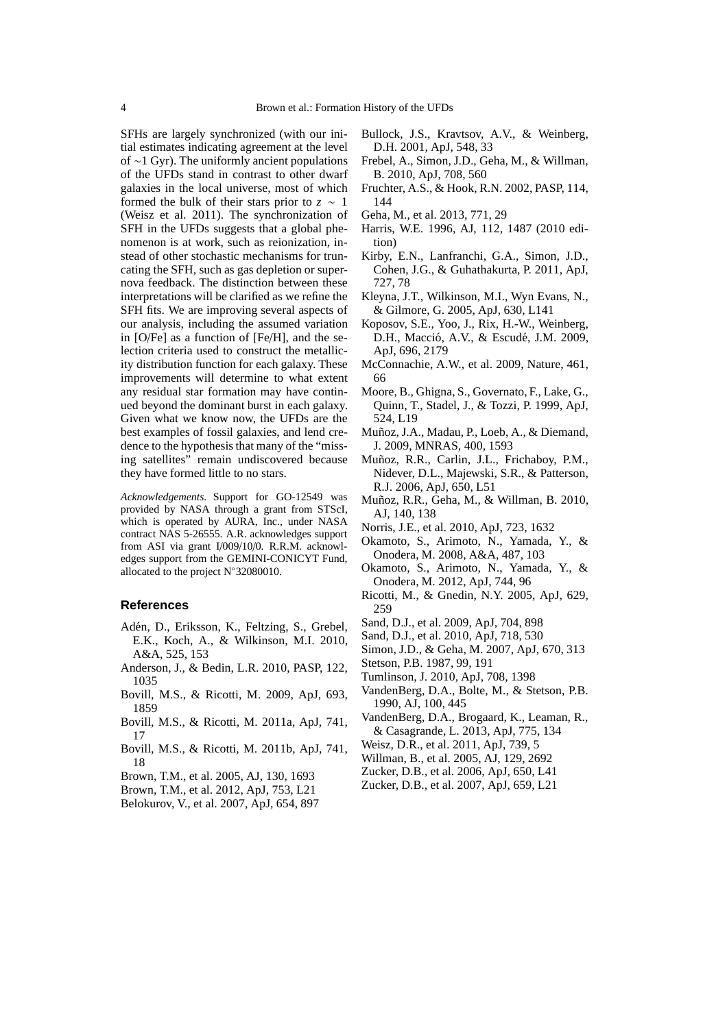SFHs are largely synchronized (with our initial estimates indicating agreement at the level of ∼1 Gyr). The uniformly ancient populations of the UFDs stand in contrast to other dwarf galaxies in the local universe, most of which formed the bulk of their stars prior to $z \sim 1$ (Weisz et al. 2011). The synchronization of SFH in the UFDs suggests that a global phenomenon is at work, such as reionization, instead of other stochastic mechanisms for truncating the SFH, such as gas depletion or supernova feedback. The distinction between these interpretations will be clarified as we refine the SFH fits. We are improving several aspects of our analysis, including the assumed variation in [O/Fe] as a function of [Fe/H], and the selection criteria used to construct the metallicity distribution function for each galaxy. These improvements will determine to what extent any residual star formation may have continued beyond the dominant burst in each galaxy. Given what we know now, the UFDs are the best examples of fossil galaxies, and lend credence to the hypothesis that many of the "missing satellites" remain undiscovered because they have formed little to no stars.

*Acknowledgements.* Support for GO-12549 was provided by NASA through a grant from STScI, which is operated by AURA, Inc., under NASA contract NAS 5-26555. A.R. acknowledges support from ASI via grant I/009/10/0. R.R.M. acknowledges support from the GEMINI-CONICYT Fund, allocated to the project N°32080010.

## References

Adén, D., Eriksson, K., Feltzing, S., Grebel, E.K., Koch, A., & Wilkinson, M.I. 2010, A&A, 525, 153

Anderson, J., & Bedin, L.R. 2010, PASP, 122, 1035

Bovill, M.S., & Ricotti, M. 2009, ApJ, 693, 1859

Bovill, M.S., & Ricotti, M. 2011a, ApJ, 741, 17

Bovill, M.S., & Ricotti, M. 2011b, ApJ, 741, 18

Brown, T.M., et al. 2005, AJ, 130, 1693

Brown, T.M., et al. 2012, ApJ, 753, L21

Belokurov, V., et al. 2007, ApJ, 654, 897

Bullock, J.S., Kravtsov, A.V., & Weinberg, D.H. 2001, ApJ, 548, 33

Frebel, A., Simon, J.D., Geha, M., & Willman, B. 2010, ApJ, 708, 560

Fruchter, A.S., & Hook, R.N. 2002, PASP, 114, 144

Geha, M., et al. 2013, 771, 29

Harris, W.E. 1996, AJ, 112, 1487 (2010 edition)

Kirby, E.N., Lanfranchi, G.A., Simon, J.D., Cohen, J.G., & Guhathakurta, P. 2011, ApJ, 727, 78

Kleyna, J.T., Wilkinson, M.I., Wyn Evans, N., & Gilmore, G. 2005, ApJ, 630, L141

Koposov, S.E., Yoo, J., Rix, H.-W., Weinberg, D.H., Macció, A.V., & Escudé, J.M. 2009, ApJ, 696, 2179

McConnachie, A.W., et al. 2009, Nature, 461, 66

Moore, B., Ghigna, S., Governato, F., Lake, G., Quinn, T., Stadel, J., & Tozzi, P. 1999, ApJ, 524, L19

Muñoz, J.A., Madau, P., Loeb, A., & Diemand, J. 2009, MNRAS, 400, 1593

Muñoz, R.R., Carlin, J.L., Frichaboy, P.M., Nidever, D.L., Majewski, S.R., & Patterson, R.J. 2006, ApJ, 650, L51

Muñoz, R.R., Geha, M., & Willman, B. 2010, AJ, 140, 138

Norris, J.E., et al. 2010, ApJ, 723, 1632

Okamoto, S., Arimoto, N., Yamada, Y., & Onodera, M. 2008, A&A, 487, 103

Okamoto, S., Arimoto, N., Yamada, Y., & Onodera, M. 2012, ApJ, 744, 96

Ricotti, M., & Gnedin, N.Y. 2005, ApJ, 629, 259

Sand, D.J., et al. 2009, ApJ, 704, 898

Sand, D.J., et al. 2010, ApJ, 718, 530

Simon, J.D., & Geha, M. 2007, ApJ, 670, 313

Stetson, P.B. 1987, 99, 191

Tumlinson, J. 2010, ApJ, 708, 1398

VandenBerg, D.A., Bolte, M., & Stetson, P.B. 1990, AJ, 100, 445

VandenBerg, D.A., Brogaard, K., Leaman, R., & Casagrande, L. 2013, ApJ, 775, 134

Weisz, D.R., et al. 2011, ApJ, 739, 5

Willman, B., et al. 2005, AJ, 129, 2692

Zucker, D.B., et al. 2006, ApJ, 650, L41

Zucker, D.B., et al. 2007, ApJ, 659, L21